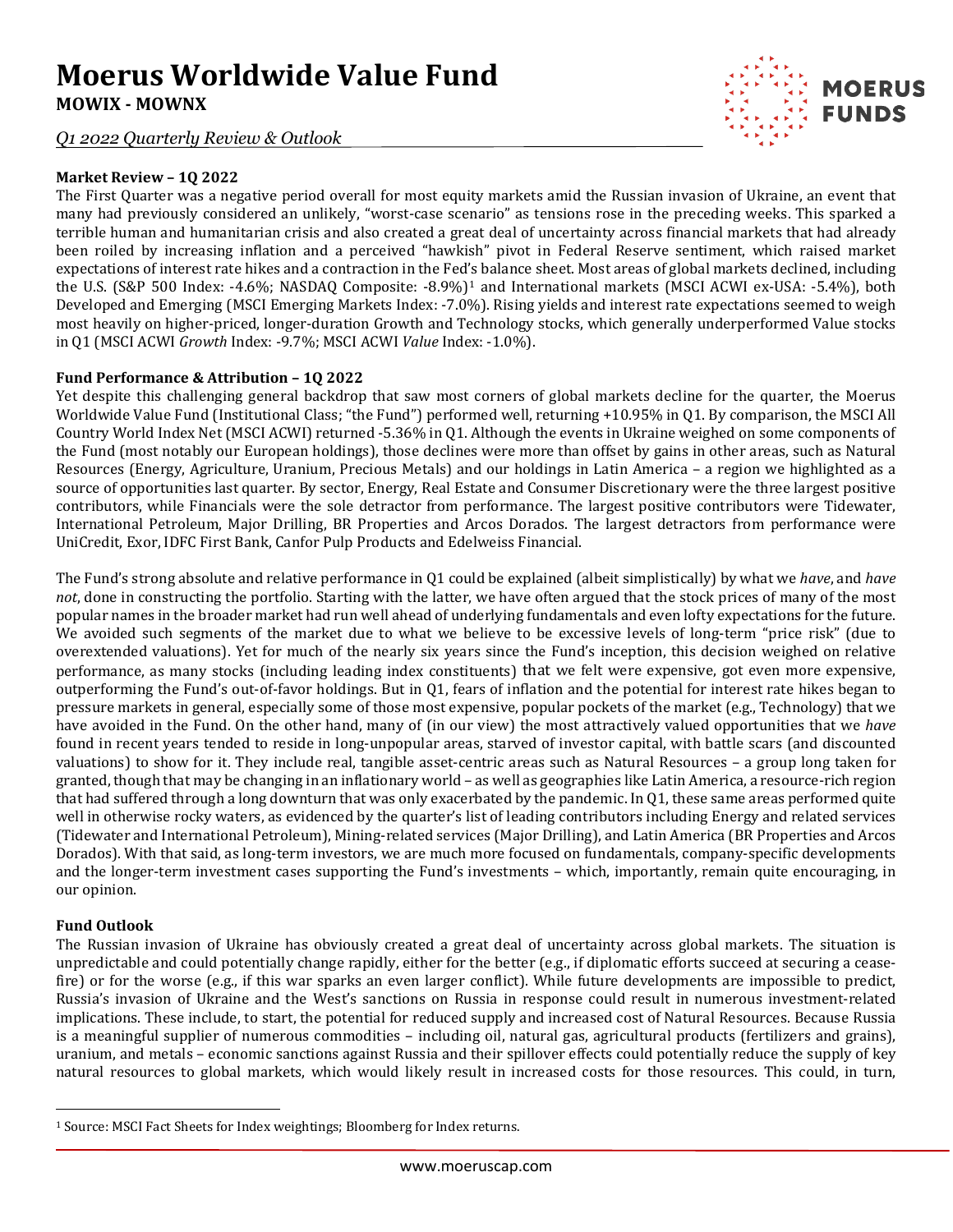# Moerus Worldwide Value Fund

**MOWIX - MOWNX**

*Q1 2022 Quarterly Review & Outlook*

### Market Review – 1Q 2022

The First Quarter was a negative period overall for most equity markets amid the Russian invasion of Ukraine, an event that many had previously considered an unlikely, "worst-case scenario" as tensions rose in the preceding weeks. This sparked a terrible human and humanitarian crisis and also created a great deal of uncertainty across financial markets that had already been roiled by increasing inflation and a perceived "hawkish" pivot in Federal Reserve sentiment, which raised market expectations of interest rate hikes and a contraction in the Fed's balance sheet. Most areas of global markets declined, including the U.S. (S&P 500 Index: -4.6%; NASDAQ Composite: -8.9%)[1] and International markets (MSCI ACWI ex-USA: -5.4%), both Developed and Emerging (MSCI Emerging Markets Index: -7.0%). Rising yields and interest rate expectations seemed to weigh most heavily on higher-priced, longer-duration Growth and Technology stocks, which generally underperformed Value stocks in Q1 (MSCI ACWI *Growth* Index: -9.7%; MSCI ACWI *Value* Index: -1.0%).

### Fund Performance & Attribution – 1Q 2022

Yet despite this challenging general backdrop that saw most corners of global markets decline for the quarter, the Moerus Worldwide Value Fund (Institutional Class; "the Fund") performed well, returning +10.95% in Q1. By comparison, the MSCI All Country World Index Net (MSCI ACWI) returned -5.36% in Q1. Although the events in Ukraine weighed on some components of the Fund (most notably our European holdings), those declines were more than offset by gains in other areas, such as Natural Resources (Energy, Agriculture, Uranium, Precious Metals) and our holdings in Latin America – a region we highlighted as a source of opportunities last quarter. By sector, Energy, Real Estate and Consumer Discretionary were the three largest positive contributors, while Financials were the sole detractor from performance. The largest positive contributors were Tidewater, International Petroleum, Major Drilling, BR Properties and Arcos Dorados. The largest detractors from performance were UniCredit, Exor, IDFC First Bank, Canfor Pulp Products and Edelweiss Financial.

The Fund's strong absolute and relative performance in Q1 could be explained (albeit simplistically) by what we *have*, and *have not*, done in constructing the portfolio. Starting with the latter, we have often argued that the stock prices of many of the most popular names in the broader market had run well ahead of underlying fundamentals and even lofty expectations for the future. We avoided such segments of the market due to what we believe to be excessive levels of long-term "price risk" (due to overextended valuations). Yet for much of the nearly six years since the Fund's inception, this decision weighed on relative performance, as many stocks (including leading index constituents) that we felt were expensive, got even more expensive, outperforming the Fund's out-of-favor holdings. But in Q1, fears of inflation and the potential for interest rate hikes began to pressure markets in general, especially some of those most expensive, popular pockets of the market (e.g., Technology) that we have avoided in the Fund. On the other hand, many of (in our view) the most attractively valued opportunities that we *have* found in recent years tended to reside in long-unpopular areas, starved of investor capital, with battle scars (and discounted valuations) to show for it. They include real, tangible asset-centric areas such as Natural Resources – a group long taken for granted, though that may be changing in an inflationary world – as well as geographies like Latin America, a resource-rich region that had suffered through a long downturn that was only exacerbated by the pandemic. In Q1, these same areas performed quite well in otherwise rocky waters, as evidenced by the quarter's list of leading contributors including Energy and related services (Tidewater and International Petroleum), Mining-related services (Major Drilling), and Latin America (BR Properties and Arcos Dorados). With that said, as long-term investors, we are much more focused on fundamentals, company-specific developments and the longer-term investment cases supporting the Fund's investments – which, importantly, remain quite encouraging, in our opinion.

### Fund Outlook

The Russian invasion of Ukraine has obviously created a great deal of uncertainty across global markets. The situation is unpredictable and could potentially change rapidly, either for the better (e.g., if diplomatic efforts succeed at securing a cease-fire) or for the worse (e.g., if this war sparks an even larger conflict). While future developments are impossible to predict, Russia's invasion of Ukraine and the West's sanctions on Russia in response could result in numerous investment-related implications. These include, to start, the potential for reduced supply and increased cost of Natural Resources. Because Russia is a meaningful supplier of numerous commodities – including oil, natural gas, agricultural products (fertilizers and grains), uranium, and metals – economic sanctions against Russia and their spillover effects could potentially reduce the supply of key natural resources to global markets, which would likely result in increased costs for those resources. This could, in turn,

[1] Source: MSCI Fact Sheets for Index weightings; Bloomberg for Index returns.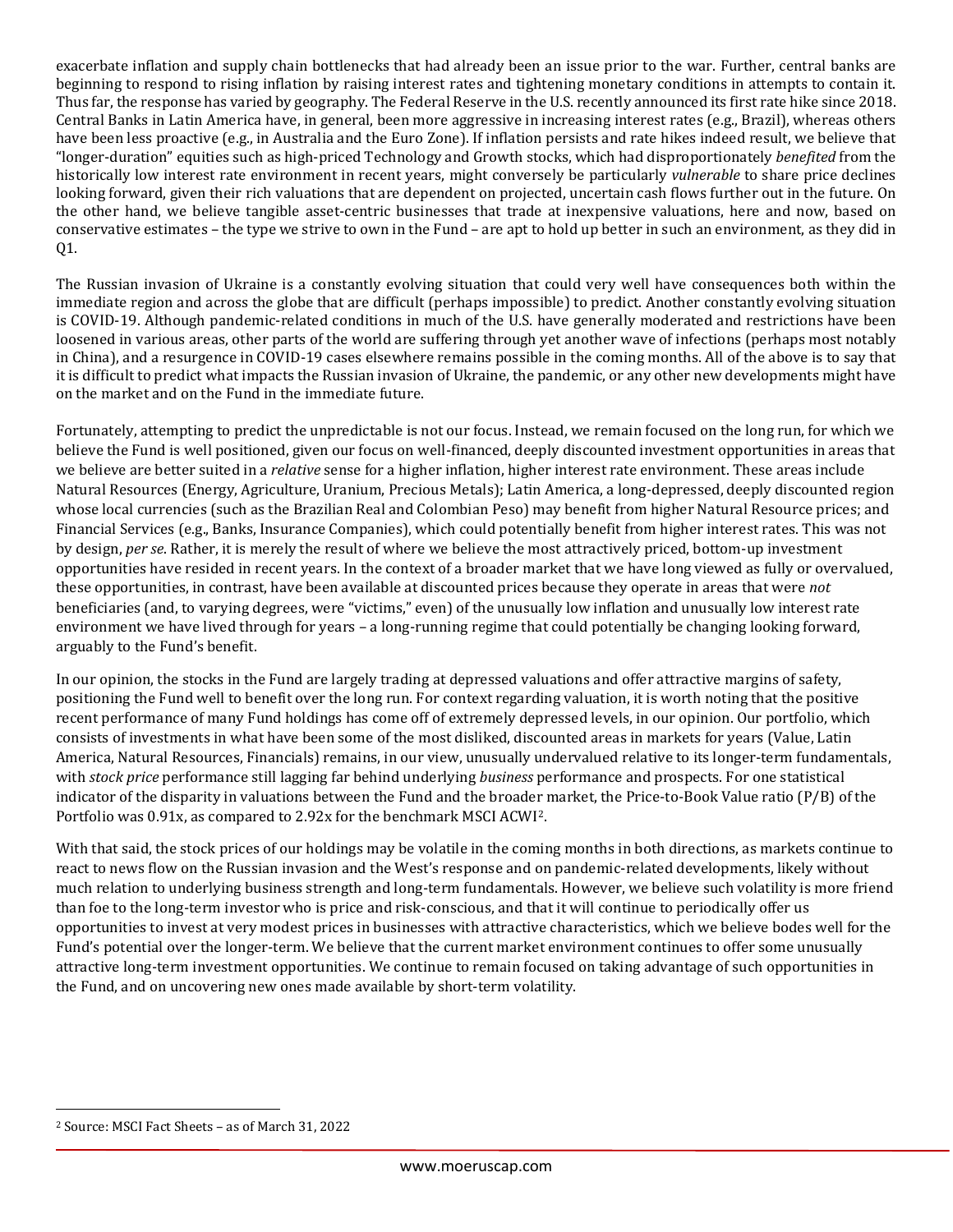exacerbate inflation and supply chain bottlenecks that had already been an issue prior to the war. Further, central banks are beginning to respond to rising inflation by raising interest rates and tightening monetary conditions in attempts to contain it. Thus far, the response has varied by geography. The Federal Reserve in the U.S. recently announced its first rate hike since 2018. Central Banks in Latin America have, in general, been more aggressive in increasing interest rates (e.g., Brazil), whereas others have been less proactive (e.g., in Australia and the Euro Zone). If inflation persists and rate hikes indeed result, we believe that "longer-duration" equities such as high-priced Technology and Growth stocks, which had disproportionately *benefited* from the historically low interest rate environment in recent years, might conversely be particularly *vulnerable* to share price declines looking forward, given their rich valuations that are dependent on projected, uncertain cash flows further out in the future. On the other hand, we believe tangible asset-centric businesses that trade at inexpensive valuations, here and now, based on conservative estimates – the type we strive to own in the Fund – are apt to hold up better in such an environment, as they did in Q1.

The Russian invasion of Ukraine is a constantly evolving situation that could very well have consequences both within the immediate region and across the globe that are difficult (perhaps impossible) to predict. Another constantly evolving situation is COVID-19. Although pandemic-related conditions in much of the U.S. have generally moderated and restrictions have been loosened in various areas, other parts of the world are suffering through yet another wave of infections (perhaps most notably in China), and a resurgence in COVID-19 cases elsewhere remains possible in the coming months. All of the above is to say that it is difficult to predict what impacts the Russian invasion of Ukraine, the pandemic, or any other new developments might have on the market and on the Fund in the immediate future.

Fortunately, attempting to predict the unpredictable is not our focus. Instead, we remain focused on the long run, for which we believe the Fund is well positioned, given our focus on well-financed, deeply discounted investment opportunities in areas that we believe are better suited in a *relative* sense for a higher inflation, higher interest rate environment. These areas include Natural Resources (Energy, Agriculture, Uranium, Precious Metals); Latin America, a long-depressed, deeply discounted region whose local currencies (such as the Brazilian Real and Colombian Peso) may benefit from higher Natural Resource prices; and Financial Services (e.g., Banks, Insurance Companies), which could potentially benefit from higher interest rates. This was not by design, *per se*. Rather, it is merely the result of where we believe the most attractively priced, bottom-up investment opportunities have resided in recent years. In the context of a broader market that we have long viewed as fully or overvalued, these opportunities, in contrast, have been available at discounted prices because they operate in areas that were *not* beneficiaries (and, to varying degrees, were "victims," even) of the unusually low inflation and unusually low interest rate environment we have lived through for years – a long-running regime that could potentially be changing looking forward, arguably to the Fund's benefit.

In our opinion, the stocks in the Fund are largely trading at depressed valuations and offer attractive margins of safety, positioning the Fund well to benefit over the long run. For context regarding valuation, it is worth noting that the positive recent performance of many Fund holdings has come off of extremely depressed levels, in our opinion. Our portfolio, which consists of investments in what have been some of the most disliked, discounted areas in markets for years (Value, Latin America, Natural Resources, Financials) remains, in our view, unusually undervalued relative to its longer-term fundamentals, with *stock price* performance still lagging far behind underlying *business* performance and prospects. For one statistical indicator of the disparity in valuations between the Fund and the broader market, the Price-to-Book Value ratio (P/B) of the Portfolio was 0.91x, as compared to 2.92x for the benchmark MSCI ACWI[2].

With that said, the stock prices of our holdings may be volatile in the coming months in both directions, as markets continue to react to news flow on the Russian invasion and the West's response and on pandemic-related developments, likely without much relation to underlying business strength and long-term fundamentals. However, we believe such volatility is more friend than foe to the long-term investor who is price and risk-conscious, and that it will continue to periodically offer us opportunities to invest at very modest prices in businesses with attractive characteristics, which we believe bodes well for the Fund's potential over the longer-term. We believe that the current market environment continues to offer some unusually attractive long-term investment opportunities. We continue to remain focused on taking advantage of such opportunities in the Fund, and on uncovering new ones made available by short-term volatility.

[2] Source: MSCI Fact Sheets – as of March 31, 2022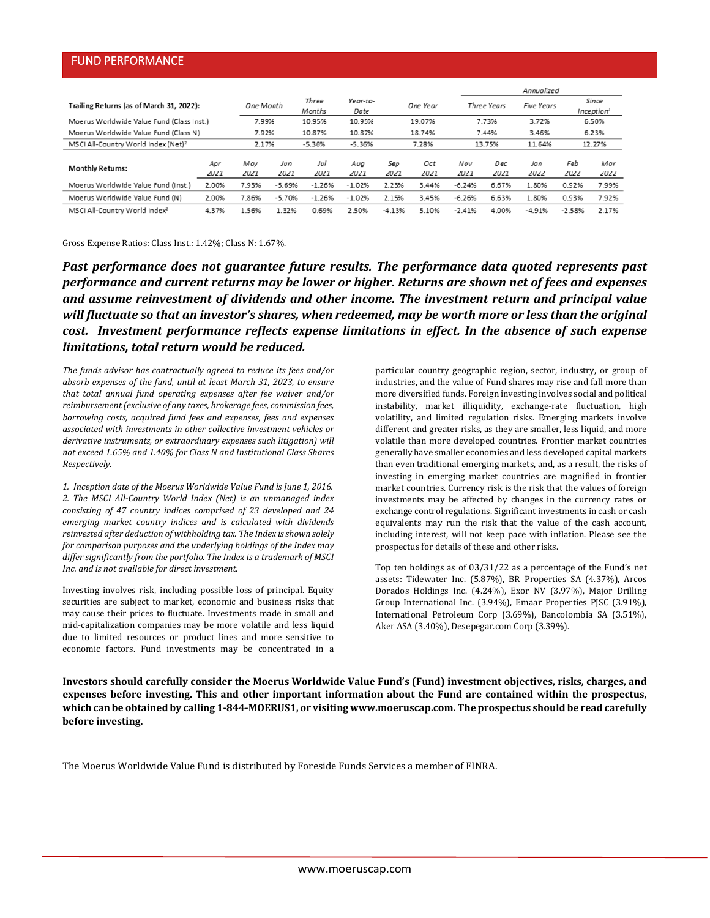## FUND PERFORMANCE

| Trailing Returns (as of March 31, 2022): | One Month | Three Months | Year-to-Date | One Year | Annualized Three Years | Annualized Five Years | Annualized Since Inception[1] |
|---|---|---|---|---|---|---|---|
| Moerus Worldwide Value Fund (Class Inst.) | 7.99% | 10.95% | 10.95% | 19.07% | 7.73% | 3.72% | 6.50% |
| Moerus Worldwide Value Fund (Class N) | 7.92% | 10.87% | 10.87% | 18.74% | 7.44% | 3.46% | 6.23% |
| MSCI All-Country World Index (Net)[2] | 2.17% | -5.36% | -5.36% | 7.28% | 13.75% | 11.64% | 12.27% |

| Monthly Returns: | Apr 2021 | May 2021 | Jun 2021 | Jul 2021 | Aug 2021 | Sep 2021 | Oct 2021 | Nov 2021 | Dec 2021 | Jan 2022 | Feb 2022 | Mar 2022 |
|---|---|---|---|---|---|---|---|---|---|---|---|---|
| Moerus Worldwide Value Fund (Inst.) | 2.00% | 7.93% | -5.69% | -1.26% | -1.02% | 2.23% | 3.44% | -6.24% | 6.67% | 1.80% | 0.92% | 7.99% |
| Moerus Worldwide Value Fund (N) | 2.00% | 7.86% | -5.70% | -1.26% | -1.02% | 2.15% | 3.45% | -6.26% | 6.63% | 1.80% | 0.93% | 7.92% |
| MSCI All-Country World Index[2] | 4.37% | 1.56% | 1.32% | 0.69% | 2.50% | -4.13% | 5.10% | -2.41% | 4.00% | -4.91% | -2.58% | 2.17% |

Gross Expense Ratios: Class Inst.: 1.42%; Class N: 1.67%.

***Past performance does not guarantee future results. The performance data quoted represents past performance and current returns may be lower or higher. Returns are shown net of fees and expenses and assume reinvestment of dividends and other income. The investment return and principal value will fluctuate so that an investor's shares, when redeemed, may be worth more or less than the original cost. Investment performance reflects expense limitations in effect. In the absence of such expense limitations, total return would be reduced.***

*The funds advisor has contractually agreed to reduce its fees and/or absorb expenses of the fund, until at least March 31, 2023, to ensure that total annual fund operating expenses after fee waiver and/or reimbursement (exclusive of any taxes, brokerage fees, commission fees, borrowing costs, acquired fund fees and expenses, fees and expenses associated with investments in other collective investment vehicles or derivative instruments, or extraordinary expenses such litigation) will not exceed 1.65% and 1.40% for Class N and Institutional Class Shares Respectively.*

*1. Inception date of the Moerus Worldwide Value Fund is June 1, 2016.*
*2. The MSCI All-Country World Index (Net) is an unmanaged index consisting of 47 country indices comprised of 23 developed and 24 emerging market country indices and is calculated with dividends reinvested after deduction of withholding tax. The Index is shown solely for comparison purposes and the underlying holdings of the Index may differ significantly from the portfolio. The Index is a trademark of MSCI Inc. and is not available for direct investment.*

Investing involves risk, including possible loss of principal. Equity securities are subject to market, economic and business risks that may cause their prices to fluctuate. Investments made in small and mid-capitalization companies may be more volatile and less liquid due to limited resources or product lines and more sensitive to economic factors. Fund investments may be concentrated in a particular country geographic region, sector, industry, or group of industries, and the value of Fund shares may rise and fall more than more diversified funds. Foreign investing involves social and political instability, market illiquidity, exchange-rate fluctuation, high volatility, and limited regulation risks. Emerging markets involve different and greater risks, as they are smaller, less liquid, and more volatile than more developed countries. Frontier market countries generally have smaller economies and less developed capital markets than even traditional emerging markets, and, as a result, the risks of investing in emerging market countries are magnified in frontier market countries. Currency risk is the risk that the values of foreign investments may be affected by changes in the currency rates or exchange control regulations. Significant investments in cash or cash equivalents may run the risk that the value of the cash account, including interest, will not keep pace with inflation. Please see the prospectus for details of these and other risks.

Top ten holdings as of 03/31/22 as a percentage of the Fund's net assets: Tidewater Inc. (5.87%), BR Properties SA (4.37%), Arcos Dorados Holdings Inc. (4.24%), Exor NV (3.97%), Major Drilling Group International Inc. (3.94%), Emaar Properties PJSC (3.91%), International Petroleum Corp (3.69%), Bancolombia SA (3.51%), Aker ASA (3.40%), Desepegar.com Corp (3.39%).

**Investors should carefully consider the Moerus Worldwide Value Fund's (Fund) investment objectives, risks, charges, and expenses before investing. This and other important information about the Fund are contained within the prospectus, which can be obtained by calling 1-844-MOERUS1, or visiting www.moeruscap.com. The prospectus should be read carefully before investing.**

The Moerus Worldwide Value Fund is distributed by Foreside Funds Services a member of FINRA.